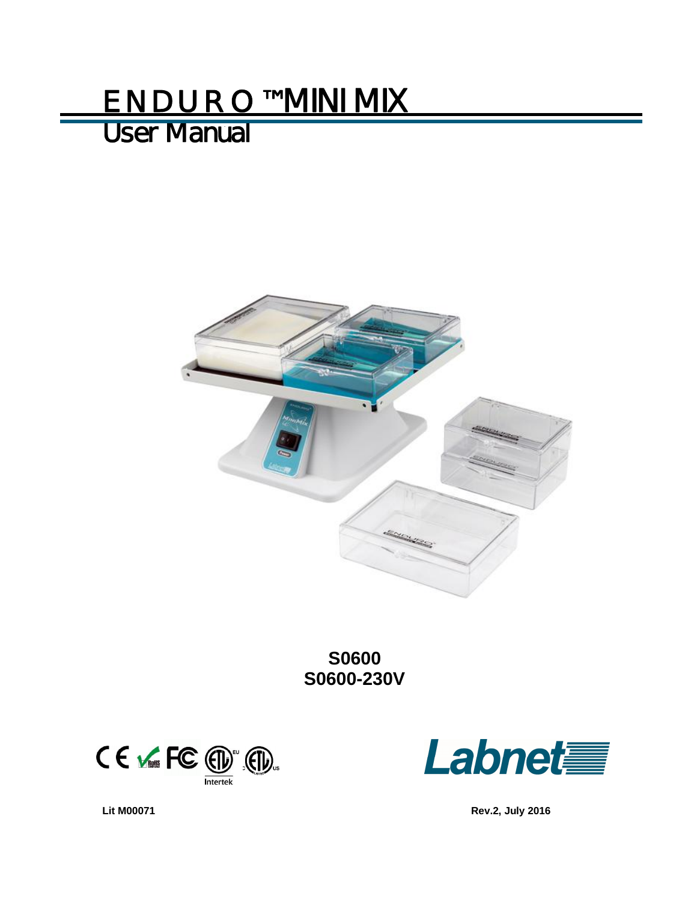# ENDURO™MINIMIX

## User Manual

**S0600**
**S0600-230V**

Labnet

Lit M00071

Rev.2, July 2016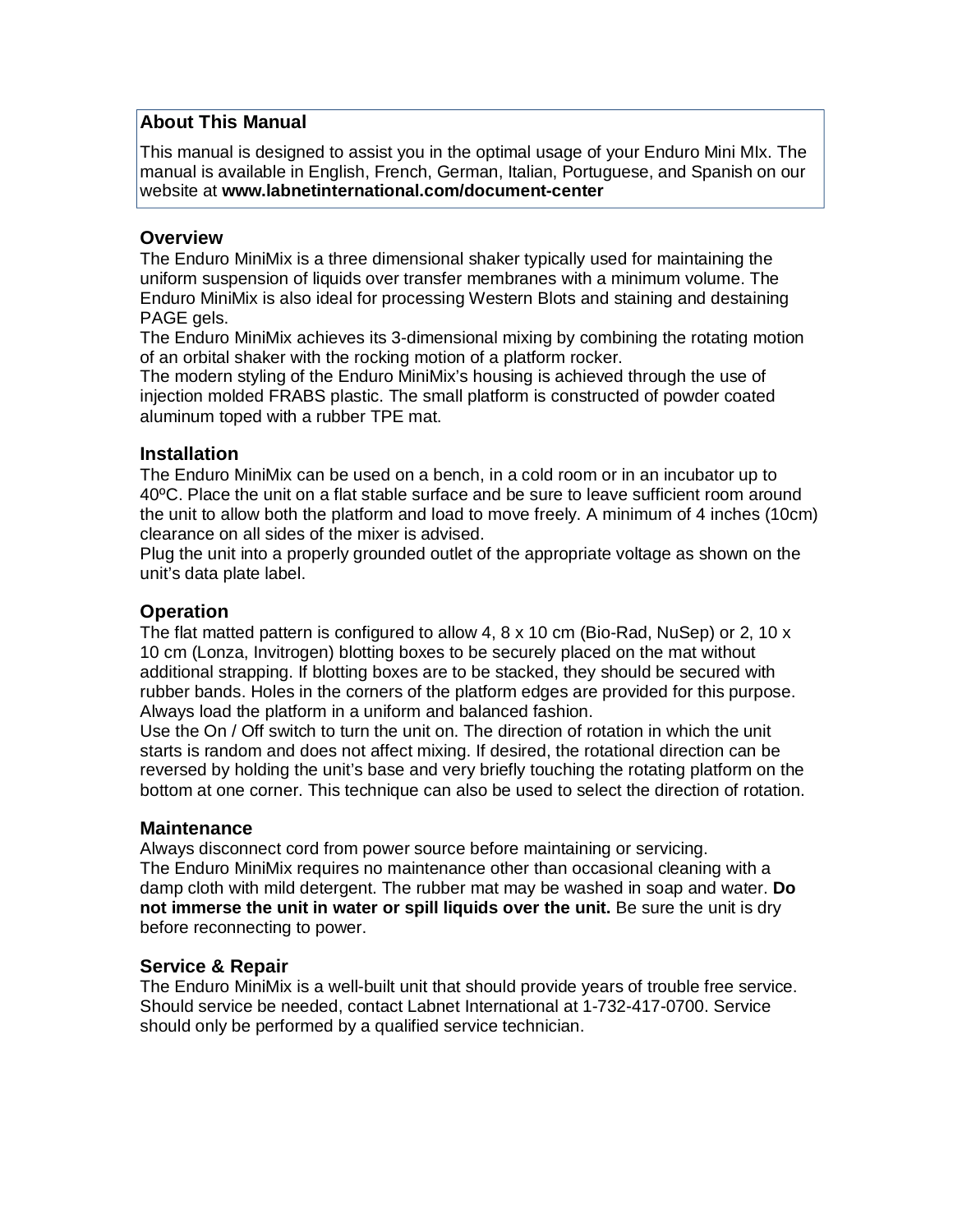## About This Manual

This manual is designed to assist you in the optimal usage of your Enduro Mini MIx. The manual is available in English, French, German, Italian, Portuguese, and Spanish on our website at **www.labnetinternational.com/document-center**

## Overview

The Enduro MiniMix is a three dimensional shaker typically used for maintaining the uniform suspension of liquids over transfer membranes with a minimum volume. The Enduro MiniMix is also ideal for processing Western Blots and staining and destaining PAGE gels.

The Enduro MiniMix achieves its 3-dimensional mixing by combining the rotating motion of an orbital shaker with the rocking motion of a platform rocker.

The modern styling of the Enduro MiniMix's housing is achieved through the use of injection molded FRABS plastic. The small platform is constructed of powder coated aluminum toped with a rubber TPE mat.

## Installation

The Enduro MiniMix can be used on a bench, in a cold room or in an incubator up to 40ºC. Place the unit on a flat stable surface and be sure to leave sufficient room around the unit to allow both the platform and load to move freely. A minimum of 4 inches (10cm) clearance on all sides of the mixer is advised.

Plug the unit into a properly grounded outlet of the appropriate voltage as shown on the unit's data plate label.

## Operation

The flat matted pattern is configured to allow 4, 8 x 10 cm (Bio-Rad, NuSep) or 2, 10 x 10 cm (Lonza, Invitrogen) blotting boxes to be securely placed on the mat without additional strapping. If blotting boxes are to be stacked, they should be secured with rubber bands. Holes in the corners of the platform edges are provided for this purpose. Always load the platform in a uniform and balanced fashion.

Use the On / Off switch to turn the unit on. The direction of rotation in which the unit starts is random and does not affect mixing. If desired, the rotational direction can be reversed by holding the unit's base and very briefly touching the rotating platform on the bottom at one corner. This technique can also be used to select the direction of rotation.

## Maintenance

Always disconnect cord from power source before maintaining or servicing.

The Enduro MiniMix requires no maintenance other than occasional cleaning with a damp cloth with mild detergent. The rubber mat may be washed in soap and water. **Do not immerse the unit in water or spill liquids over the unit.** Be sure the unit is dry before reconnecting to power.

## Service & Repair

The Enduro MiniMix is a well-built unit that should provide years of trouble free service. Should service be needed, contact Labnet International at 1-732-417-0700. Service should only be performed by a qualified service technician.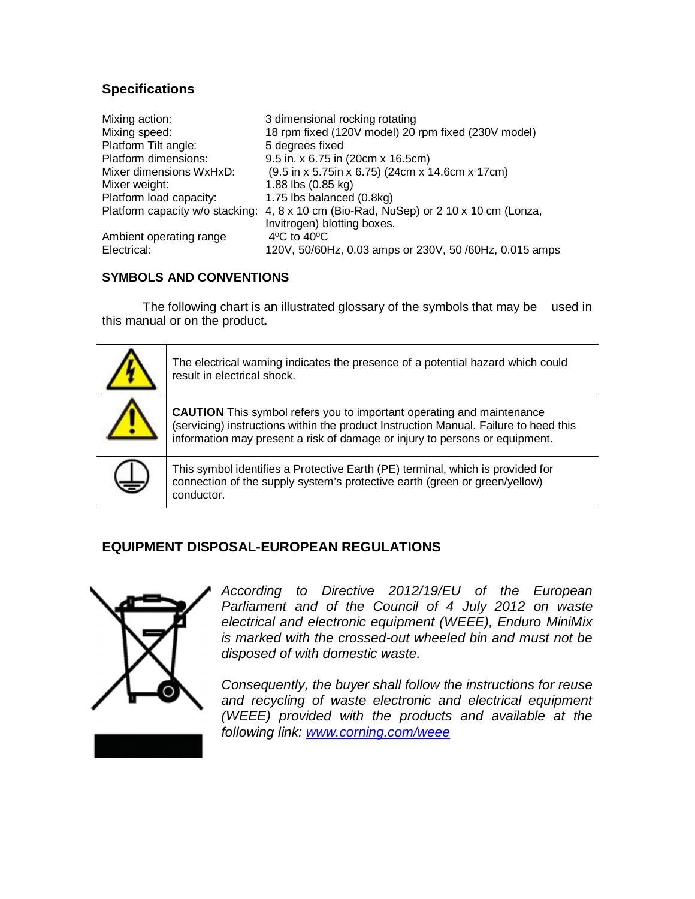## Specifications

| | |
|---|---|
| Mixing action: | 3 dimensional rocking rotating |
| Mixing speed: | 18 rpm fixed (120V model) 20 rpm fixed (230V model) |
| Platform Tilt angle: | 5 degrees fixed |
| Platform dimensions: | 9.5 in. x 6.75 in (20cm x 16.5cm) |
| Mixer dimensions WxHxD: | (9.5 in x 5.75in x 6.75) (24cm x 14.6cm x 17cm) |
| Mixer weight: | 1.88 lbs (0.85 kg) |
| Platform load capacity: | 1.75 lbs balanced (0.8kg) |
| Platform capacity w/o stacking: | 4, 8 x 10 cm (Bio-Rad, NuSep) or 2 10 x 10 cm (Lonza, Invitrogen) blotting boxes. |
| Ambient operating range | 4ºC to 40ºC |
| Electrical: | 120V, 50/60Hz, 0.03 amps or 230V, 50 /60Hz, 0.015 amps |

### SYMBOLS AND CONVENTIONS

The following chart is an illustrated glossary of the symbols that may be used in this manual or on the product.

| | |
|---|---|
| | The electrical warning indicates the presence of a potential hazard which could result in electrical shock. |
| | **CAUTION** This symbol refers you to important operating and maintenance (servicing) instructions within the product Instruction Manual. Failure to heed this information may present a risk of damage or injury to persons or equipment. |
| | This symbol identifies a Protective Earth (PE) terminal, which is provided for connection of the supply system's protective earth (green or green/yellow) conductor. |

### EQUIPMENT DISPOSAL-EUROPEAN REGULATIONS

*According to Directive 2012/19/EU of the European Parliament and of the Council of 4 July 2012 on waste electrical and electronic equipment (WEEE), Enduro MiniMix is marked with the crossed-out wheeled bin and must not be disposed of with domestic waste.*

*Consequently, the buyer shall follow the instructions for reuse and recycling of waste electronic and electrical equipment (WEEE) provided with the products and available at the following link: www.corning.com/weee*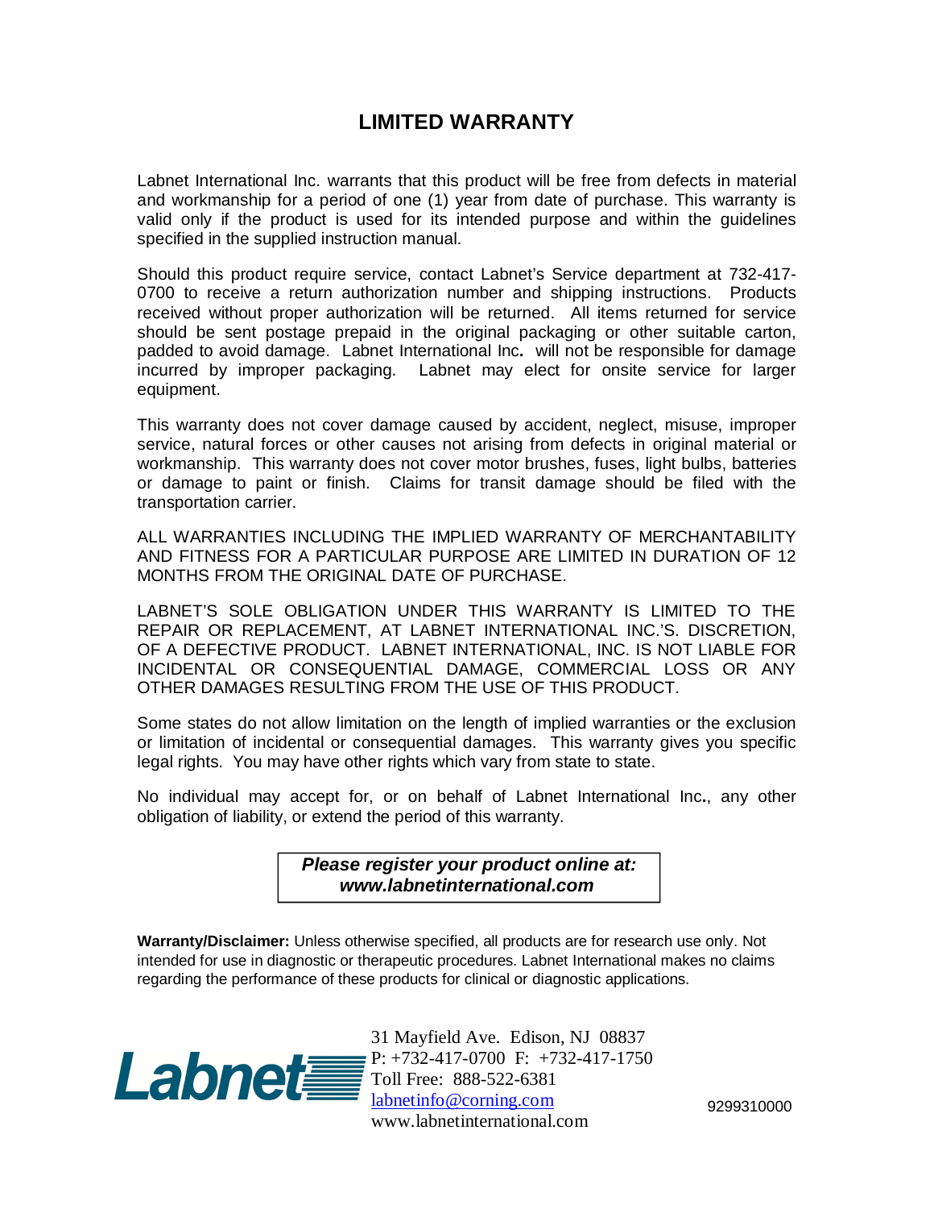# LIMITED WARRANTY

Labnet International Inc. warrants that this product will be free from defects in material and workmanship for a period of one (1) year from date of purchase. This warranty is valid only if the product is used for its intended purpose and within the guidelines specified in the supplied instruction manual.

Should this product require service, contact Labnet's Service department at 732-417-0700 to receive a return authorization number and shipping instructions. Products received without proper authorization will be returned. All items returned for service should be sent postage prepaid in the original packaging or other suitable carton, padded to avoid damage. Labnet International Inc**.** will not be responsible for damage incurred by improper packaging. Labnet may elect for onsite service for larger equipment.

This warranty does not cover damage caused by accident, neglect, misuse, improper service, natural forces or other causes not arising from defects in original material or workmanship. This warranty does not cover motor brushes, fuses, light bulbs, batteries or damage to paint or finish. Claims for transit damage should be filed with the transportation carrier.

ALL WARRANTIES INCLUDING THE IMPLIED WARRANTY OF MERCHANTABILITY AND FITNESS FOR A PARTICULAR PURPOSE ARE LIMITED IN DURATION OF 12 MONTHS FROM THE ORIGINAL DATE OF PURCHASE.

LABNET'S SOLE OBLIGATION UNDER THIS WARRANTY IS LIMITED TO THE REPAIR OR REPLACEMENT, AT LABNET INTERNATIONAL INC.'S. DISCRETION, OF A DEFECTIVE PRODUCT. LABNET INTERNATIONAL, INC. IS NOT LIABLE FOR INCIDENTAL OR CONSEQUENTIAL DAMAGE, COMMERCIAL LOSS OR ANY OTHER DAMAGES RESULTING FROM THE USE OF THIS PRODUCT.

Some states do not allow limitation on the length of implied warranties or the exclusion or limitation of incidental or consequential damages. This warranty gives you specific legal rights. You may have other rights which vary from state to state.

No individual may accept for, or on behalf of Labnet International Inc**.**, any other obligation of liability, or extend the period of this warranty.

***Please register your product online at: www.labnetinternational.com***

**Warranty/Disclaimer:** Unless otherwise specified, all products are for research use only. Not intended for use in diagnostic or therapeutic procedures. Labnet International makes no claims regarding the performance of these products for clinical or diagnostic applications.

Labnet

31 Mayfield Ave. Edison, NJ 08837
P: +732-417-0700 F: +732-417-1750
Toll Free: 888-522-6381
labnetinfo@corning.com
www.labnetinternational.com

9299310000